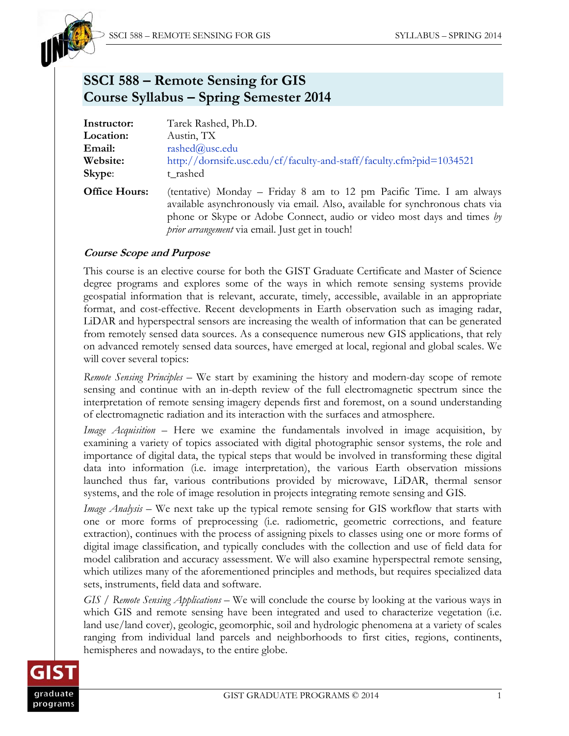# SSCI 588 – Remote Sensing for GIS
# Course Syllabus – Spring Semester 2014

| | |
|---|---|
| **Instructor:** | Tarek Rashed, Ph.D. |
| **Location:** | Austin, TX |
| **Email:** | rashed@usc.edu |
| **Website:** | http://dornsife.usc.edu/cf/faculty-and-staff/faculty.cfm?pid=1034521 |
| **Skype**: | t_rashed |
| **Office Hours:** | (tentative) Monday – Friday 8 am to 12 pm Pacific Time. I am always available asynchronously via email. Also, available for synchronous chats via phone or Skype or Adobe Connect, audio or video most days and times *by prior arrangement* via email. Just get in touch! |

### *Course Scope and Purpose*

This course is an elective course for both the GIST Graduate Certificate and Master of Science degree programs and explores some of the ways in which remote sensing systems provide geospatial information that is relevant, accurate, timely, accessible, available in an appropriate format, and cost-effective. Recent developments in Earth observation such as imaging radar, LiDAR and hyperspectral sensors are increasing the wealth of information that can be generated from remotely sensed data sources. As a consequence numerous new GIS applications, that rely on advanced remotely sensed data sources, have emerged at local, regional and global scales. We will cover several topics:

*Remote Sensing Principles* – We start by examining the history and modern-day scope of remote sensing and continue with an in-depth review of the full electromagnetic spectrum since the interpretation of remote sensing imagery depends first and foremost, on a sound understanding of electromagnetic radiation and its interaction with the surfaces and atmosphere.

*Image Acquisition* – Here we examine the fundamentals involved in image acquisition, by examining a variety of topics associated with digital photographic sensor systems, the role and importance of digital data, the typical steps that would be involved in transforming these digital data into information (i.e. image interpretation), the various Earth observation missions launched thus far, various contributions provided by microwave, LiDAR, thermal sensor systems, and the role of image resolution in projects integrating remote sensing and GIS.

*Image Analysis* – We next take up the typical remote sensing for GIS workflow that starts with one or more forms of preprocessing (i.e. radiometric, geometric corrections, and feature extraction), continues with the process of assigning pixels to classes using one or more forms of digital image classification, and typically concludes with the collection and use of field data for model calibration and accuracy assessment. We will also examine hyperspectral remote sensing, which utilizes many of the aforementioned principles and methods, but requires specialized data sets, instruments, field data and software.

*GIS / Remote Sensing Applications* – We will conclude the course by looking at the various ways in which GIS and remote sensing have been integrated and used to characterize vegetation (i.e. land use/land cover), geologic, geomorphic, soil and hydrologic phenomena at a variety of scales ranging from individual land parcels and neighborhoods to first cities, regions, continents, hemispheres and nowadays, to the entire globe.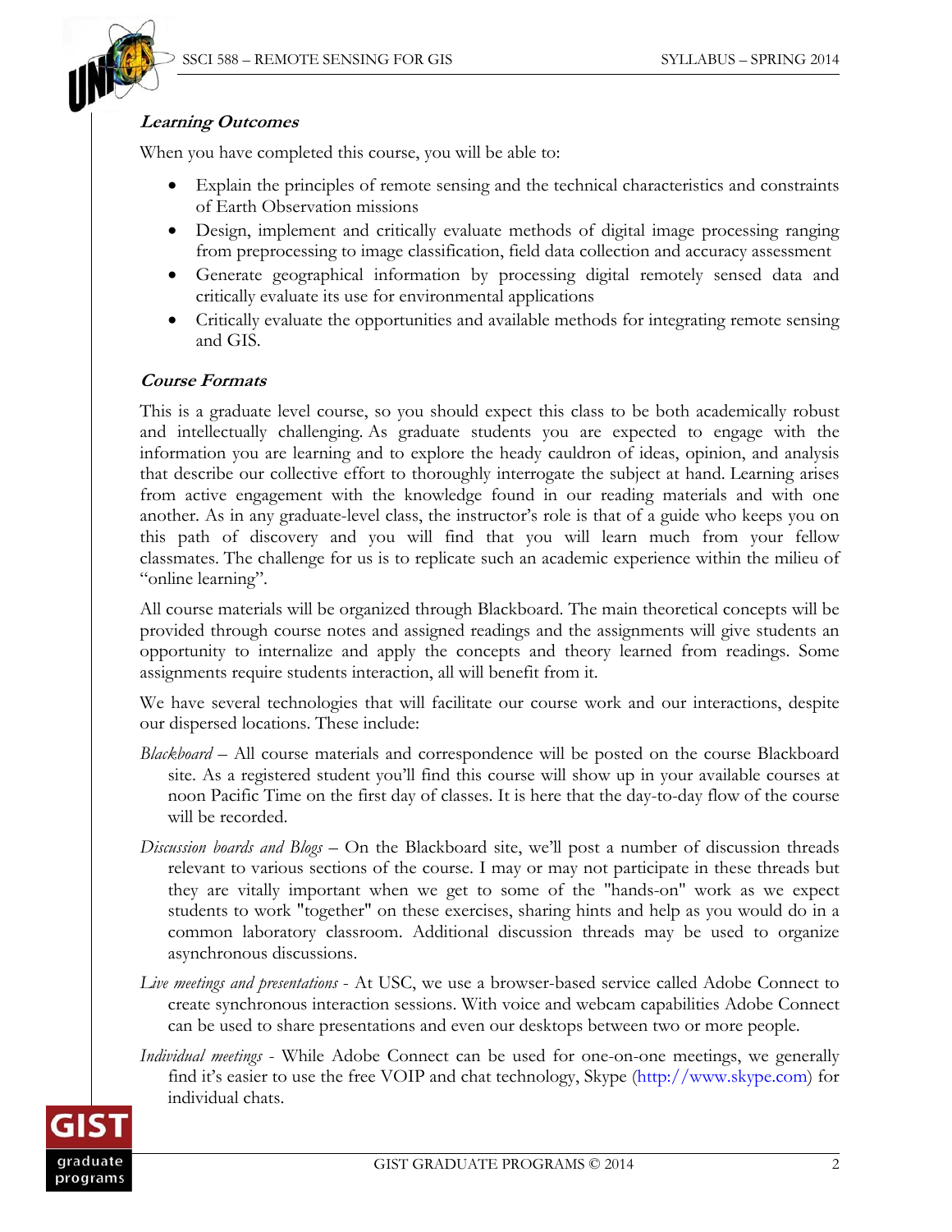### *Learning Outcomes*

When you have completed this course, you will be able to:

- Explain the principles of remote sensing and the technical characteristics and constraints of Earth Observation missions
- Design, implement and critically evaluate methods of digital image processing ranging from preprocessing to image classification, field data collection and accuracy assessment
- Generate geographical information by processing digital remotely sensed data and critically evaluate its use for environmental applications
- Critically evaluate the opportunities and available methods for integrating remote sensing and GIS.

### *Course Formats*

This is a graduate level course, so you should expect this class to be both academically robust and intellectually challenging. As graduate students you are expected to engage with the information you are learning and to explore the heady cauldron of ideas, opinion, and analysis that describe our collective effort to thoroughly interrogate the subject at hand. Learning arises from active engagement with the knowledge found in our reading materials and with one another. As in any graduate-level class, the instructor's role is that of a guide who keeps you on this path of discovery and you will find that you will learn much from your fellow classmates. The challenge for us is to replicate such an academic experience within the milieu of "online learning".

All course materials will be organized through Blackboard. The main theoretical concepts will be provided through course notes and assigned readings and the assignments will give students an opportunity to internalize and apply the concepts and theory learned from readings. Some assignments require students interaction, all will benefit from it.

We have several technologies that will facilitate our course work and our interactions, despite our dispersed locations. These include:

*Blackboard* – All course materials and correspondence will be posted on the course Blackboard site. As a registered student you'll find this course will show up in your available courses at noon Pacific Time on the first day of classes. It is here that the day-to-day flow of the course will be recorded.

*Discussion boards and Blogs* – On the Blackboard site, we'll post a number of discussion threads relevant to various sections of the course. I may or may not participate in these threads but they are vitally important when we get to some of the "hands-on" work as we expect students to work "together" on these exercises, sharing hints and help as you would do in a common laboratory classroom. Additional discussion threads may be used to organize asynchronous discussions.

*Live meetings and presentations* - At USC, we use a browser-based service called Adobe Connect to create synchronous interaction sessions. With voice and webcam capabilities Adobe Connect can be used to share presentations and even our desktops between two or more people.

*Individual meetings* - While Adobe Connect can be used for one-on-one meetings, we generally find it's easier to use the free VOIP and chat technology, Skype (http://www.skype.com) for individual chats.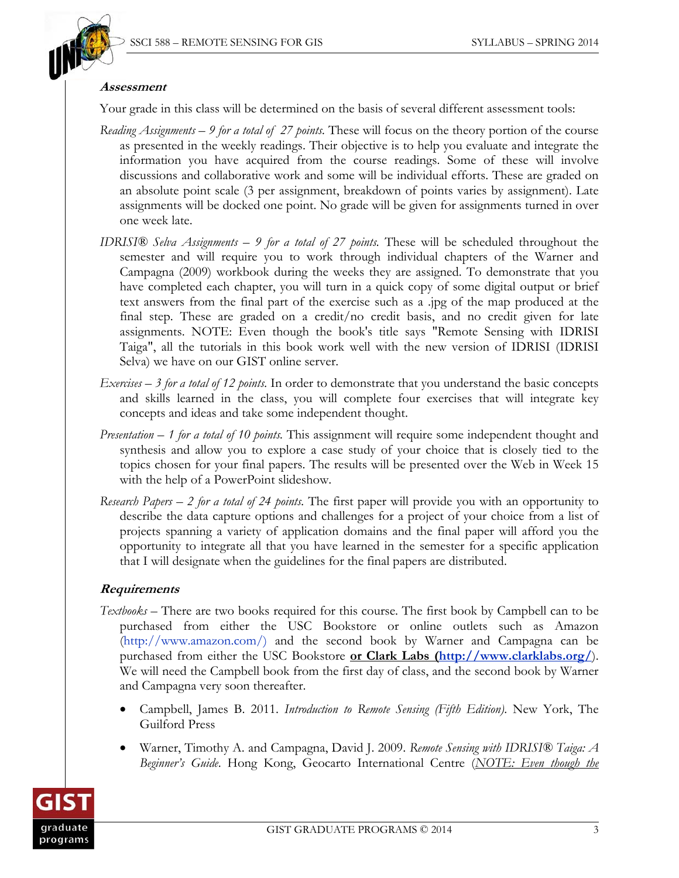***Assessment***

Your grade in this class will be determined on the basis of several different assessment tools:

*Reading Assignments – 9 for a total of 27 points.* These will focus on the theory portion of the course as presented in the weekly readings. Their objective is to help you evaluate and integrate the information you have acquired from the course readings. Some of these will involve discussions and collaborative work and some will be individual efforts. These are graded on an absolute point scale (3 per assignment, breakdown of points varies by assignment). Late assignments will be docked one point. No grade will be given for assignments turned in over one week late.

*IDRISI® Selva Assignments – 9 for a total of 27 points.* These will be scheduled throughout the semester and will require you to work through individual chapters of the Warner and Campagna (2009) workbook during the weeks they are assigned. To demonstrate that you have completed each chapter, you will turn in a quick copy of some digital output or brief text answers from the final part of the exercise such as a .jpg of the map produced at the final step. These are graded on a credit/no credit basis, and no credit given for late assignments. NOTE: Even though the book's title says "Remote Sensing with IDRISI Taiga", all the tutorials in this book work well with the new version of IDRISI (IDRISI Selva) we have on our GIST online server.

*Exercises – 3 for a total of 12 points.* In order to demonstrate that you understand the basic concepts and skills learned in the class, you will complete four exercises that will integrate key concepts and ideas and take some independent thought.

*Presentation – 1 for a total of 10 points.* This assignment will require some independent thought and synthesis and allow you to explore a case study of your choice that is closely tied to the topics chosen for your final papers. The results will be presented over the Web in Week 15 with the help of a PowerPoint slideshow.

*Research Papers – 2 for a total of 24 points.* The first paper will provide you with an opportunity to describe the data capture options and challenges for a project of your choice from a list of projects spanning a variety of application domains and the final paper will afford you the opportunity to integrate all that you have learned in the semester for a specific application that I will designate when the guidelines for the final papers are distributed.

***Requirements***

*Textbooks* – There are two books required for this course. The first book by Campbell can to be purchased from either the USC Bookstore or online outlets such as Amazon (http://www.amazon.com/) and the second book by Warner and Campagna can be purchased from either the USC Bookstore **or Clark Labs (http://www.clarklabs.org/**). We will need the Campbell book from the first day of class, and the second book by Warner and Campagna very soon thereafter.

- Campbell, James B. 2011. *Introduction to Remote Sensing (Fifth Edition).* New York, The Guilford Press
- Warner, Timothy A. and Campagna, David J. 2009. *Remote Sensing with IDRISI® Taiga: A Beginner's Guide.* Hong Kong, Geocarto International Centre (*NOTE: Even though the*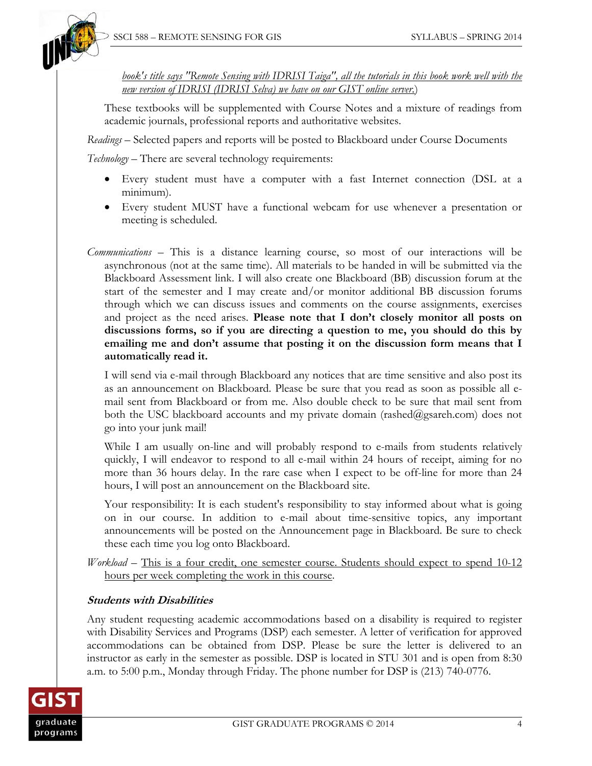*book's title says "Remote Sensing with IDRISI Taiga", all the tutorials in this book work well with the new version of IDRISI (IDRISI Selva) we have on our GIST online server.*)

These textbooks will be supplemented with Course Notes and a mixture of readings from academic journals, professional reports and authoritative websites.

*Readings* – Selected papers and reports will be posted to Blackboard under Course Documents

*Technology* – There are several technology requirements:

- Every student must have a computer with a fast Internet connection (DSL at a minimum).
- Every student MUST have a functional webcam for use whenever a presentation or meeting is scheduled.

*Communications* – This is a distance learning course, so most of our interactions will be asynchronous (not at the same time). All materials to be handed in will be submitted via the Blackboard Assessment link. I will also create one Blackboard (BB) discussion forum at the start of the semester and I may create and/or monitor additional BB discussion forums through which we can discuss issues and comments on the course assignments, exercises and project as the need arises. **Please note that I don't closely monitor all posts on discussions forms, so if you are directing a question to me, you should do this by emailing me and don't assume that posting it on the discussion form means that I automatically read it.**

I will send via e-mail through Blackboard any notices that are time sensitive and also post its as an announcement on Blackboard. Please be sure that you read as soon as possible all e-mail sent from Blackboard or from me. Also double check to be sure that mail sent from both the USC blackboard accounts and my private domain (rashed@gsareh.com) does not go into your junk mail!

While I am usually on-line and will probably respond to e-mails from students relatively quickly, I will endeavor to respond to all e-mail within 24 hours of receipt, aiming for no more than 36 hours delay. In the rare case when I expect to be off-line for more than 24 hours, I will post an announcement on the Blackboard site.

Your responsibility: It is each student's responsibility to stay informed about what is going on in our course. In addition to e-mail about time-sensitive topics, any important announcements will be posted on the Announcement page in Blackboard. Be sure to check these each time you log onto Blackboard.

*Workload* – This is a four credit, one semester course. Students should expect to spend 10-12 hours per week completing the work in this course.

### *Students with Disabilities*

Any student requesting academic accommodations based on a disability is required to register with Disability Services and Programs (DSP) each semester. A letter of verification for approved accommodations can be obtained from DSP. Please be sure the letter is delivered to an instructor as early in the semester as possible. DSP is located in STU 301 and is open from 8:30 a.m. to 5:00 p.m., Monday through Friday. The phone number for DSP is (213) 740-0776.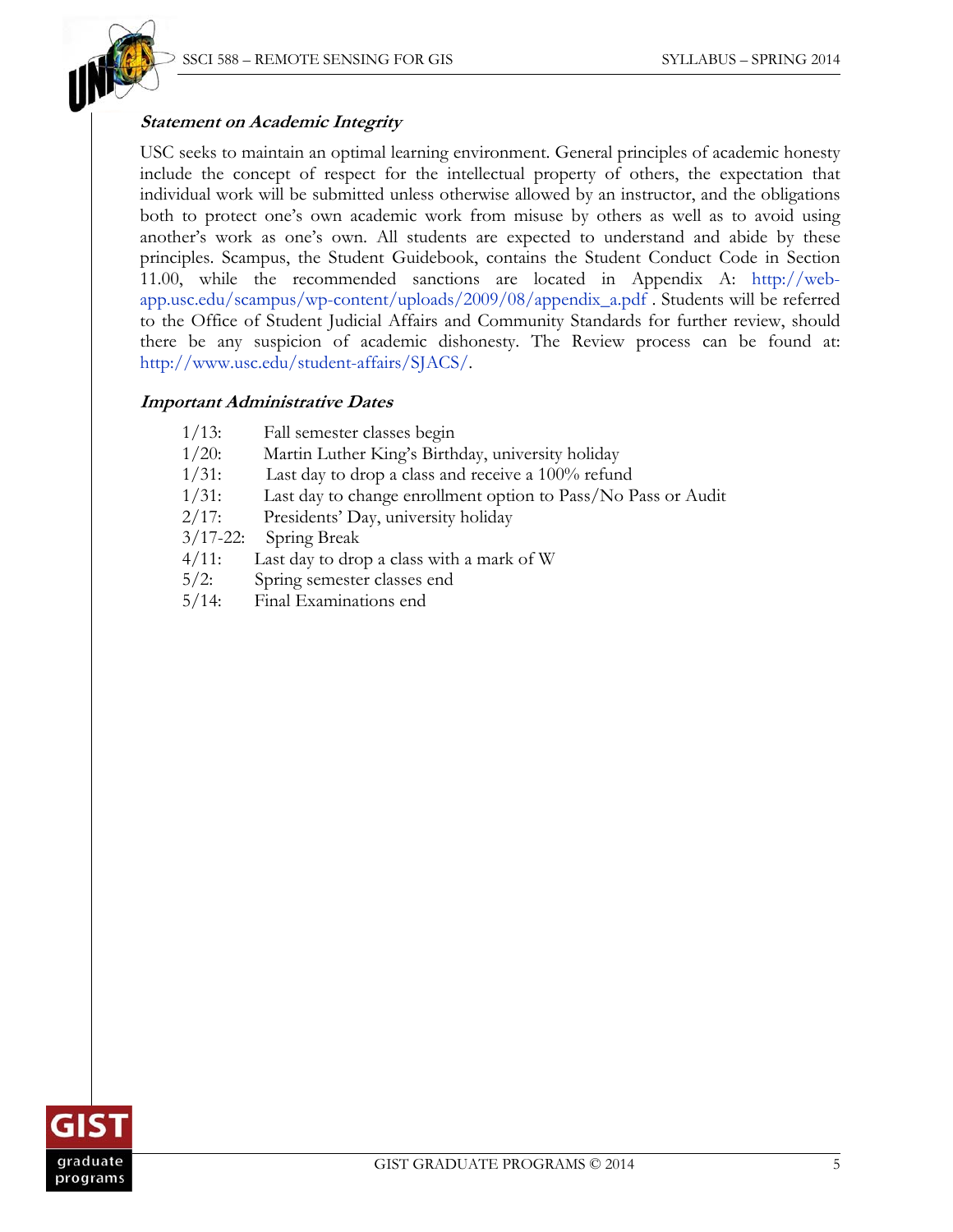### *Statement on Academic Integrity*

USC seeks to maintain an optimal learning environment. General principles of academic honesty include the concept of respect for the intellectual property of others, the expectation that individual work will be submitted unless otherwise allowed by an instructor, and the obligations both to protect one's own academic work from misuse by others as well as to avoid using another's work as one's own. All students are expected to understand and abide by these principles. Scampus, the Student Guidebook, contains the Student Conduct Code in Section 11.00, while the recommended sanctions are located in Appendix A: http://web-app.usc.edu/scampus/wp-content/uploads/2009/08/appendix_a.pdf . Students will be referred to the Office of Student Judicial Affairs and Community Standards for further review, should there be any suspicion of academic dishonesty. The Review process can be found at: http://www.usc.edu/student-affairs/SJACS/.

### *Important Administrative Dates*

- 1/13: Fall semester classes begin
- 1/20: Martin Luther King's Birthday, university holiday
- 1/31: Last day to drop a class and receive a 100% refund
- 1/31: Last day to change enrollment option to Pass/No Pass or Audit
- 2/17: Presidents' Day, university holiday
- 3/17-22: Spring Break
- 4/11: Last day to drop a class with a mark of W
- 5/2: Spring semester classes end
- 5/14: Final Examinations end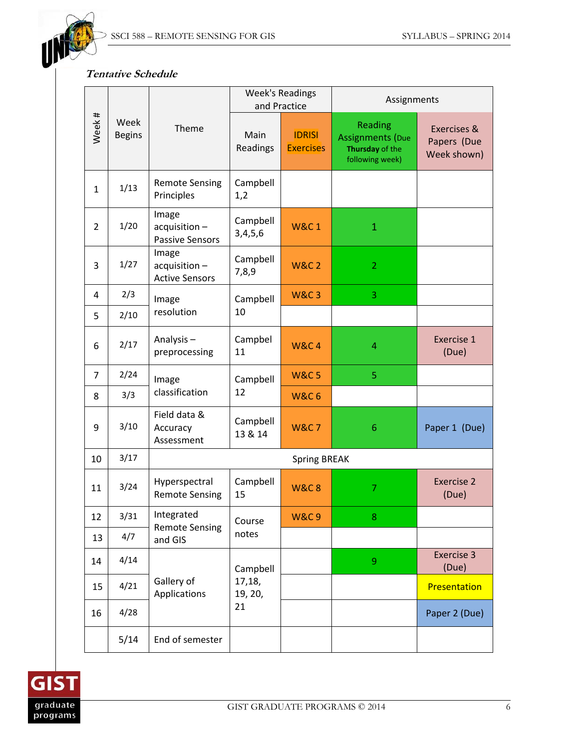*Tentative Schedule*

| Week # | Week Begins | Theme | Week's Readings and Practice | | Assignments | |
|---|---|---|---|---|---|---|
| | | | Main Readings | IDRISI Exercises | Reading Assignments (Due **Thursday** of the following week) | Exercises & Papers (Due Week shown) |
| 1 | 1/13 | Remote Sensing Principles | Campbell 1,2 | | | |
| 2 | 1/20 | Image acquisition – Passive Sensors | Campbell 3,4,5,6 | W&C 1 | 1 | |
| 3 | 1/27 | Image acquisition – Active Sensors | Campbell 7,8,9 | W&C 2 | 2 | |
| 4 | 2/3 | Image resolution | Campbell 10 | W&C 3 | 3 | |
| 5 | 2/10 | | | | | |
| 6 | 2/17 | Analysis – preprocessing | Campbel 11 | W&C 4 | 4 | Exercise 1 (Due) |
| 7 | 2/24 | Image classification | Campbell 12 | W&C 5 | 5 | |
| 8 | 3/3 | | | W&C 6 | | |
| 9 | 3/10 | Field data & Accuracy Assessment | Campbell 13 & 14 | W&C 7 | 6 | Paper 1 (Due) |
| 10 | 3/17 | Spring BREAK | | | | |
| 11 | 3/24 | Hyperspectral Remote Sensing | Campbell 15 | W&C 8 | 7 | Exercise 2 (Due) |
| 12 | 3/31 | Integrated Remote Sensing and GIS | Course notes | W&C 9 | 8 | |
| 13 | 4/7 | | | | | |
| 14 | 4/14 | Gallery of Applications | Campbell 17,18, 19, 20, 21 | | 9 | Exercise 3 (Due) |
| 15 | 4/21 | | | | | Presentation |
| 16 | 4/28 | | | | | Paper 2 (Due) |
| | 5/14 | End of semester | | | | |